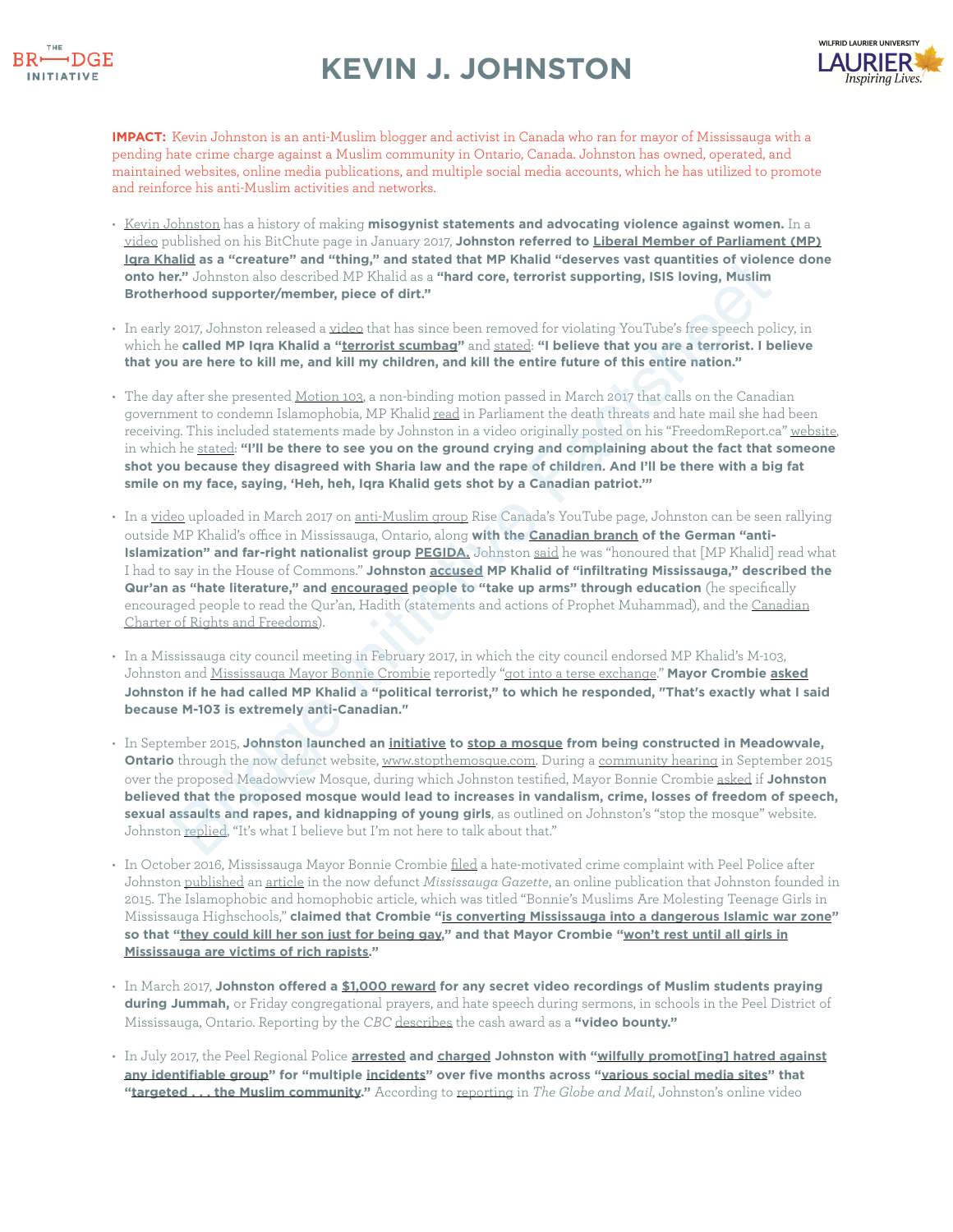# KEVIN J. JOHNSTON

**IMPACT:** Kevin Johnston is an anti-Muslim blogger and activist in Canada who ran for mayor of Mississauga with a pending hate crime charge against a Muslim community in Ontario, Canada. Johnston has owned, operated, and maintained websites, online media publications, and multiple social media accounts, which he has utilized to promote and reinforce his anti-Muslim activities and networks.

- Kevin Johnston has a history of making **misogynist statements and advocating violence against women.** In a video published on his BitChute page in January 2017, **Johnston referred to Liberal Member of Parliament (MP) Iqra Khalid as a "creature" and "thing," and stated that MP Khalid "deserves vast quantities of violence done onto her."** Johnston also described MP Khalid as a **"hard core, terrorist supporting, ISIS loving, Muslim Brotherhood supporter/member, piece of dirt."**

- In early 2017, Johnston released a video that has since been removed for violating YouTube's free speech policy, in which he **called MP Iqra Khalid a "terrorist scumbag"** and stated: **"I believe that you are a terrorist. I believe that you are here to kill me, and kill my children, and kill the entire future of this entire nation."**

- The day after she presented Motion 103, a non-binding motion passed in March 2017 that calls on the Canadian government to condemn Islamophobia, MP Khalid read in Parliament the death threats and hate mail she had been receiving. This included statements made by Johnston in a video originally posted on his "FreedomReport.ca" website, in which he stated: **"I'll be there to see you on the ground crying and complaining about the fact that someone shot you because they disagreed with Sharia law and the rape of children. And I'll be there with a big fat smile on my face, saying, 'Heh, heh, Iqra Khalid gets shot by a Canadian patriot.'"**

- In a video uploaded in March 2017 on anti-Muslim group Rise Canada's YouTube page, Johnston can be seen rallying outside MP Khalid's office in Mississauga, Ontario, along **with the Canadian branch of the German "anti-Islamization" and far-right nationalist group PEGIDA.** Johnston said he was "honoured that [MP Khalid] read what I had to say in the House of Commons." **Johnston accused MP Khalid of "infiltrating Mississauga," described the Qur'an as "hate literature," and encouraged people to "take up arms" through education** (he specifically encouraged people to read the Qur'an, Hadith (statements and actions of Prophet Muhammad), and the Canadian Charter of Rights and Freedoms).

- In a Mississauga city council meeting in February 2017, in which the city council endorsed MP Khalid's M-103, Johnston and Mississauga Mayor Bonnie Crombie reportedly "got into a terse exchange." **Mayor Crombie asked Johnston if he had called MP Khalid a "political terrorist," to which he responded, "That's exactly what I said because M-103 is extremely anti-Canadian."**

- In September 2015, **Johnston launched an initiative to stop a mosque from being constructed in Meadowvale, Ontario** through the now defunct website, www.stopthemosque.com. During a community hearing in September 2015 over the proposed Meadowview Mosque, during which Johnston testified, Mayor Bonnie Crombie asked if **Johnston believed that the proposed mosque would lead to increases in vandalism, crime, losses of freedom of speech, sexual assaults and rapes, and kidnapping of young girls**, as outlined on Johnston's "stop the mosque" website. Johnston replied, "It's what I believe but I'm not here to talk about that."

- In October 2016, Mississauga Mayor Bonnie Crombie filed a hate-motivated crime complaint with Peel Police after Johnston published an article in the now defunct *Mississauga Gazette*, an online publication that Johnston founded in 2015. The Islamophobic and homophobic article, which was titled "Bonnie's Muslims Are Molesting Teenage Girls in Mississauga Highschools," **claimed that Crombie "is converting Mississauga into a dangerous Islamic war zone" so that "they could kill her son just for being gay," and that Mayor Crombie "won't rest until all girls in Mississauga are victims of rich rapists."**

- In March 2017, **Johnston offered a $1,000 reward for any secret video recordings of Muslim students praying during Jummah,** or Friday congregational prayers, and hate speech during sermons, in schools in the Peel District of Mississauga, Ontario. Reporting by the *CBC* describes the cash award as a **"video bounty."**

- In July 2017, the Peel Regional Police **arrested and charged Johnston with "wilfully promot[ing] hatred against any identifiable group" for "multiple incidents" over five months across "various social media sites" that "targeted . . . the Muslim community."** According to reporting in *The Globe and Mail*, Johnston's online video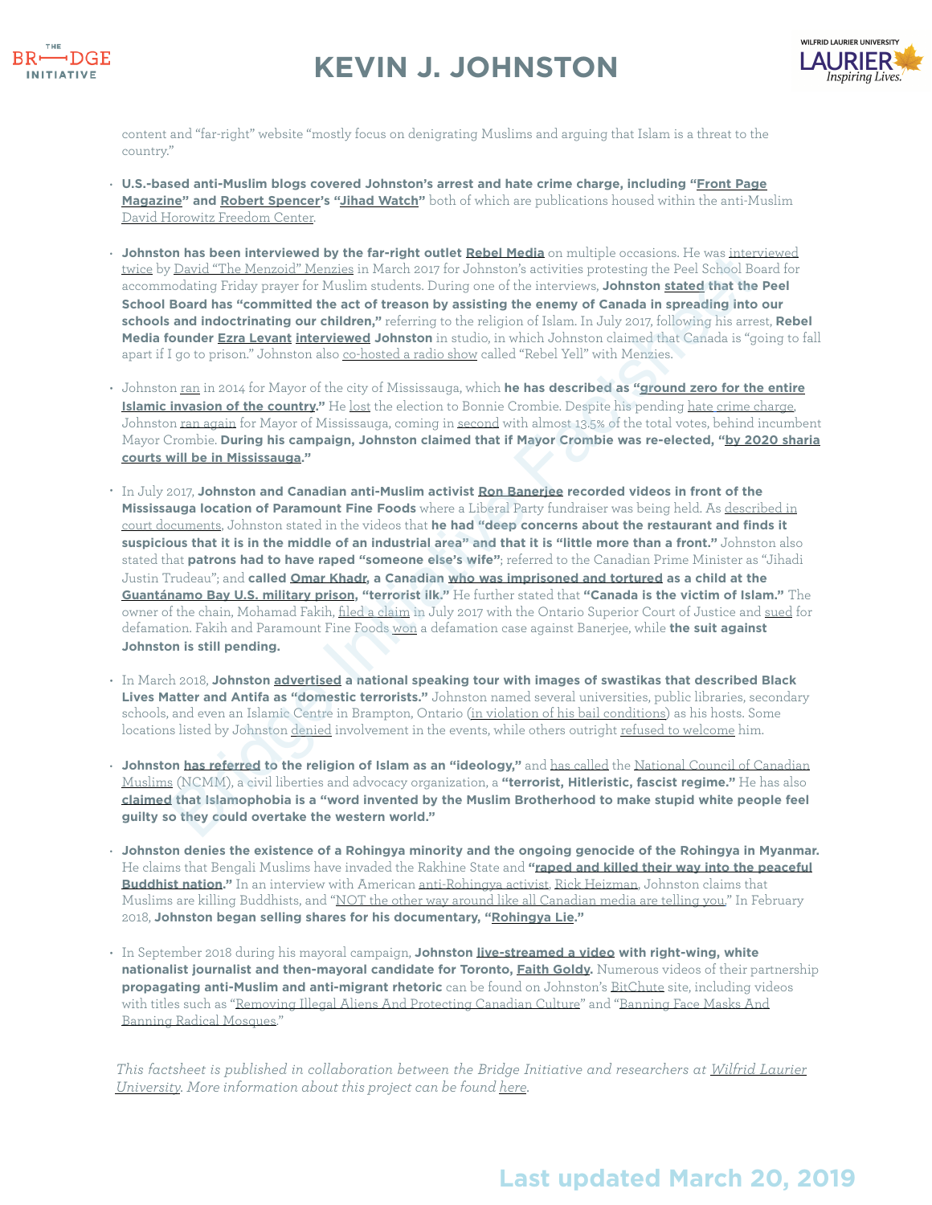content and "far-right" website "mostly focus on denigrating Muslims and arguing that Islam is a threat to the country."

- **U.S.-based anti-Muslim blogs covered Johnston's arrest and hate crime charge, including "Front Page Magazine" and Robert Spencer's "Jihad Watch"** both of which are publications housed within the anti-Muslim David Horowitz Freedom Center.

- **Johnston has been interviewed by the far-right outlet Rebel Media** on multiple occasions. He was interviewed twice by David "The Menzoid" Menzies in March 2017 for Johnston's activities protesting the Peel School Board for accommodating Friday prayer for Muslim students. During one of the interviews, **Johnston stated that the Peel School Board has "committed the act of treason by assisting the enemy of Canada in spreading into our schools and indoctrinating our children,"** referring to the religion of Islam. In July 2017, following his arrest, **Rebel Media founder Ezra Levant interviewed Johnston** in studio, in which Johnston claimed that Canada is "going to fall apart if I go to prison." Johnston also co-hosted a radio show called "Rebel Yell" with Menzies.

- Johnston ran in 2014 for Mayor of the city of Mississauga, which **he has described as "ground zero for the entire Islamic invasion of the country."** He lost the election to Bonnie Crombie. Despite his pending hate crime charge, Johnston ran again for Mayor of Mississauga, coming in second with almost 13.5% of the total votes, behind incumbent Mayor Crombie. **During his campaign, Johnston claimed that if Mayor Crombie was re-elected, "by 2020 sharia courts will be in Mississauga."**

- In July 2017, **Johnston and Canadian anti-Muslim activist Ron Banerjee recorded videos in front of the Mississauga location of Paramount Fine Foods** where a Liberal Party fundraiser was being held. As described in court documents, Johnston stated in the videos that **he had "deep concerns about the restaurant and finds it suspicious that it is in the middle of an industrial area" and that it is "little more than a front."** Johnston also stated that **patrons had to have raped "someone else's wife"**; referred to the Canadian Prime Minister as "Jihadi Justin Trudeau"; and **called Omar Khadr, a Canadian who was imprisoned and tortured as a child at the Guantánamo Bay U.S. military prison, "terrorist ilk."** He further stated that **"Canada is the victim of Islam."** The owner of the chain, Mohamad Fakih, filed a claim in July 2017 with the Ontario Superior Court of Justice and sued for defamation. Fakih and Paramount Fine Foods won a defamation case against Banerjee, while **the suit against Johnston is still pending.**

- In March 2018, **Johnston advertised a national speaking tour with images of swastikas that described Black Lives Matter and Antifa as "domestic terrorists."** Johnston named several universities, public libraries, secondary schools, and even an Islamic Centre in Brampton, Ontario (in violation of his bail conditions) as his hosts. Some locations listed by Johnston denied involvement in the events, while others outright refused to welcome him.

- **Johnston has referred to the religion of Islam as an "ideology,"** and has called the National Council of Canadian Muslims (NCMM), a civil liberties and advocacy organization, a **"terrorist, Hitleristic, fascist regime."** He has also **claimed that Islamophobia is a "word invented by the Muslim Brotherhood to make stupid white people feel guilty so they could overtake the western world."**

- **Johnston denies the existence of a Rohingya minority and the ongoing genocide of the Rohingya in Myanmar.** He claims that Bengali Muslims have invaded the Rakhine State and **"raped and killed their way into the peaceful Buddhist nation."** In an interview with American anti-Rohingya activist, Rick Heizman, Johnston claims that Muslims are killing Buddhists, and "NOT the other way around like all Canadian media are telling you." In February 2018, **Johnston began selling shares for his documentary, "Rohingya Lie."**

- In September 2018 during his mayoral campaign, **Johnston live-streamed a video with right-wing, white nationalist journalist and then-mayoral candidate for Toronto, Faith Goldy. Numerous videos of their partnership propagating anti-Muslim and anti-migrant rhetoric** can be found on Johnston's BitChute site, including videos with titles such as "Removing Illegal Aliens And Protecting Canadian Culture" and "Banning Face Masks And Banning Radical Mosques."

*This factsheet is published in collaboration between the Bridge Initiative and researchers at Wilfrid Laurier University. More information about this project can be found here.*

**Last updated March 20, 2019**